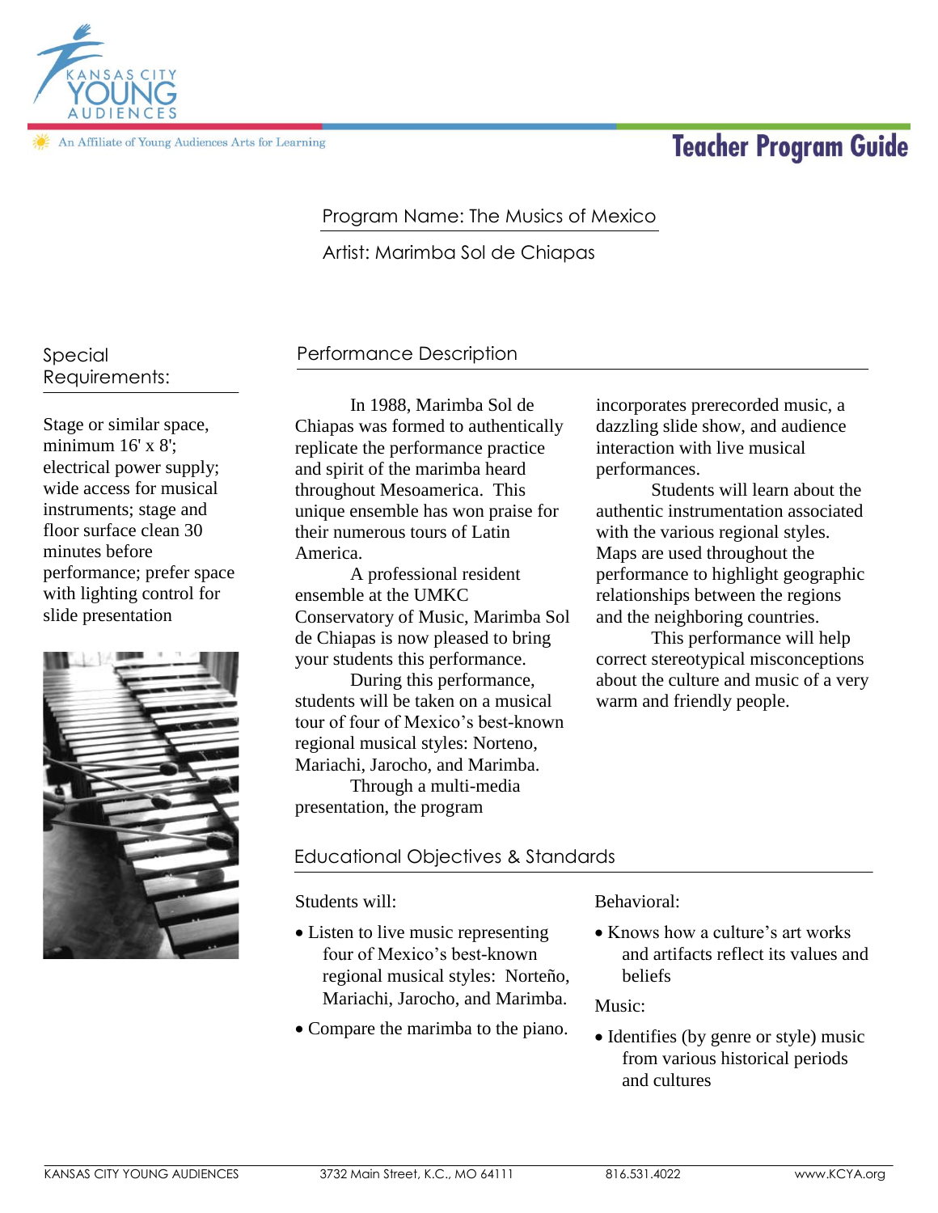KANSAS CITY YOUNG AUDIENCES

An Affiliate of Young Audiences Arts for Learning

# Teacher Program Guide

Program Name: The Musics of Mexico

Artist: Marimba Sol de Chiapas

## Special Requirements:

Stage or similar space, minimum 16' x 8'; electrical power supply; wide access for musical instruments; stage and floor surface clean 30 minutes before performance; prefer space with lighting control for slide presentation

## Performance Description

In 1988, Marimba Sol de Chiapas was formed to authentically replicate the performance practice and spirit of the marimba heard throughout Mesoamerica. This unique ensemble has won praise for their numerous tours of Latin America.

A professional resident ensemble at the UMKC Conservatory of Music, Marimba Sol de Chiapas is now pleased to bring your students this performance.

During this performance, students will be taken on a musical tour of four of Mexico's best-known regional musical styles: Norteno, Mariachi, Jarocho, and Marimba.

Through a multi-media presentation, the program incorporates prerecorded music, a dazzling slide show, and audience interaction with live musical performances.

Students will learn about the authentic instrumentation associated with the various regional styles. Maps are used throughout the performance to highlight geographic relationships between the regions and the neighboring countries.

This performance will help correct stereotypical misconceptions about the culture and music of a very warm and friendly people.

## Educational Objectives & Standards

Students will:

- Listen to live music representing four of Mexico's best-known regional musical styles: Norteño, Mariachi, Jarocho, and Marimba.
- Compare the marimba to the piano.

Behavioral:

- Knows how a culture's art works and artifacts reflect its values and beliefs

Music:

- Identifies (by genre or style) music from various historical periods and cultures

KANSAS CITY YOUNG AUDIENCES 3732 Main Street, K.C., MO 64111 816.531.4022 www.KCYA.org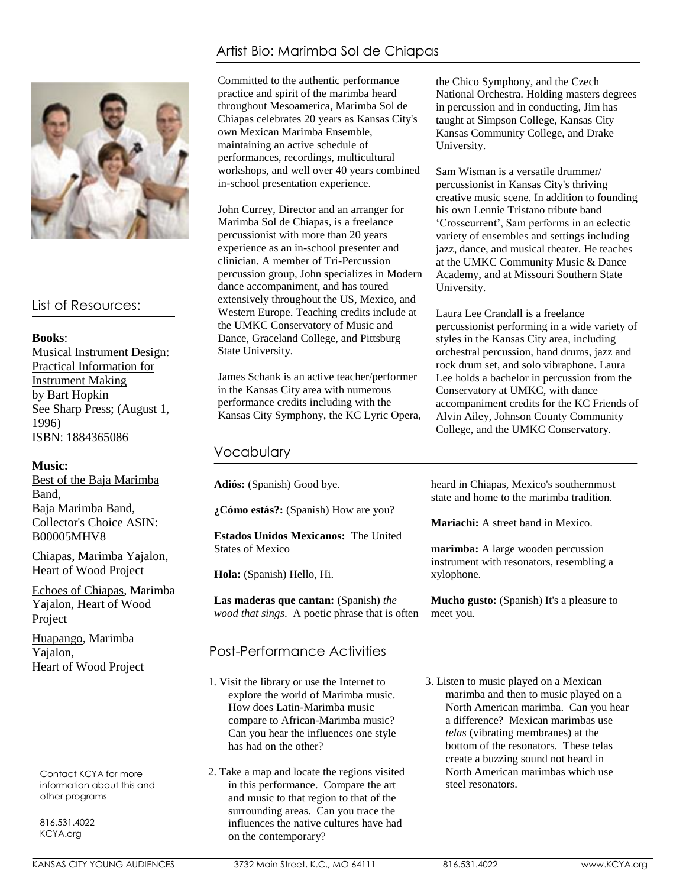## Artist Bio: Marimba Sol de Chiapas

Committed to the authentic performance practice and spirit of the marimba heard throughout Mesoamerica, Marimba Sol de Chiapas celebrates 20 years as Kansas City's own Mexican Marimba Ensemble, maintaining an active schedule of performances, recordings, multicultural workshops, and well over 40 years combined in-school presentation experience.

John Currey, Director and an arranger for Marimba Sol de Chiapas, is a freelance percussionist with more than 20 years experience as an in-school presenter and clinician. A member of Tri-Percussion percussion group, John specializes in Modern dance accompaniment, and has toured extensively throughout the US, Mexico, and Western Europe. Teaching credits include at the UMKC Conservatory of Music and Dance, Graceland College, and Pittsburg State University.

James Schank is an active teacher/performer in the Kansas City area with numerous performance credits including with the Kansas City Symphony, the KC Lyric Opera, the Chico Symphony, and the Czech National Orchestra. Holding masters degrees in percussion and in conducting, Jim has taught at Simpson College, Kansas City Kansas Community College, and Drake University.

Sam Wisman is a versatile drummer/ percussionist in Kansas City's thriving creative music scene. In addition to founding his own Lennie Tristano tribute band 'Crosscurrent', Sam performs in an eclectic variety of ensembles and settings including jazz, dance, and musical theater. He teaches at the UMKC Community Music & Dance Academy, and at Missouri Southern State University.

Laura Lee Crandall is a freelance percussionist performing in a wide variety of styles in the Kansas City area, including orchestral percussion, hand drums, jazz and rock drum set, and solo vibraphone. Laura Lee holds a bachelor in percussion from the Conservatory at UMKC, with dance accompaniment credits for the KC Friends of Alvin Ailey, Johnson County Community College, and the UMKC Conservatory.

## List of Resources:

**Books**:

Musical Instrument Design: Practical Information for Instrument Making
by Bart Hopkin
See Sharp Press; (August 1, 1996)
ISBN: 1884365086

**Music:**

Best of the Baja Marimba Band,
Baja Marimba Band, Collector's Choice ASIN: B00005MHV8

Chiapas, Marimba Yajalon, Heart of Wood Project

Echoes of Chiapas, Marimba Yajalon, Heart of Wood Project

Huapango, Marimba Yajalon, Heart of Wood Project

Contact KCYA for more information about this and other programs

816.531.4022
KCYA.org

## Vocabulary

**Adiós:** (Spanish) Good bye.

**¿Cómo estás?:** (Spanish) How are you?

**Estados Unidos Mexicanos:** The United States of Mexico

**Hola:** (Spanish) Hello, Hi.

**Las maderas que cantan:** (Spanish) *the wood that sings*. A poetic phrase that is often heard in Chiapas, Mexico's southernmost state and home to the marimba tradition.

**Mariachi:** A street band in Mexico.

**marimba:** A large wooden percussion instrument with resonators, resembling a xylophone.

**Mucho gusto:** (Spanish) It's a pleasure to meet you.

## Post-Performance Activities

1. Visit the library or use the Internet to explore the world of Marimba music. How does Latin-Marimba music compare to African-Marimba music? Can you hear the influences one style has had on the other?

2. Take a map and locate the regions visited in this performance. Compare the art and music to that region to that of the surrounding areas. Can you trace the influences the native cultures have had on the contemporary?

3. Listen to music played on a Mexican marimba and then to music played on a North American marimba. Can you hear a difference? Mexican marimbas use *telas* (vibrating membranes) at the bottom of the resonators. These telas create a buzzing sound not heard in North American marimbas which use steel resonators.